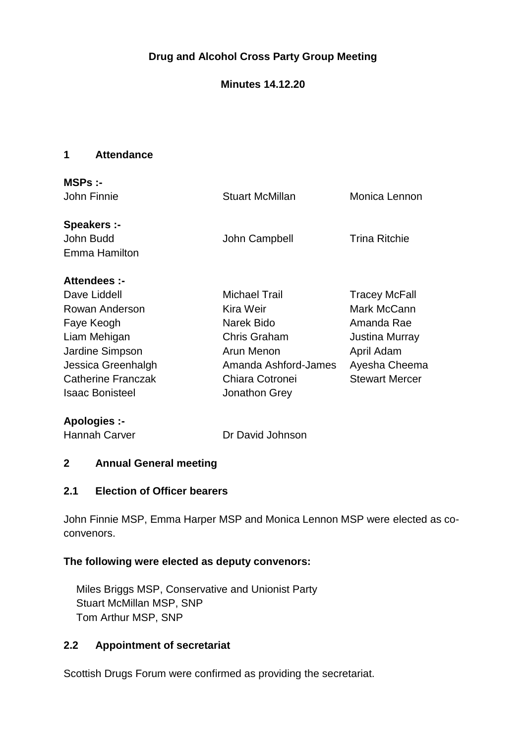# Drug and Alcohol Cross Party Group Meeting

**Minutes 14.12.20**

## 1 Attendance

**MSPs :-**

John Finnie, Stuart McMillan, Monica Lennon

**Speakers :-**

John Budd, John Campbell, Trina Ritchie, Emma Hamilton

**Attendees :-**

Dave Liddell, Michael Trail, Tracey McFall, Rowan Anderson, Kira Weir, Mark McCann, Faye Keogh, Narek Bido, Amanda Rae, Liam Mehigan, Chris Graham, Justina Murray, Jardine Simpson, Arun Menon, April Adam, Jessica Greenhalgh, Amanda Ashford-James, Ayesha Cheema, Catherine Franczak, Chiara Cotronei, Stewart Mercer, Isaac Bonisteel, Jonathon Grey

**Apologies :-**

Hannah Carver, Dr David Johnson

## 2 Annual General meeting

### 2.1 Election of Officer bearers

John Finnie MSP, Emma Harper MSP and Monica Lennon MSP were elected as co-convenors.

**The following were elected as deputy convenors:**

Miles Briggs MSP, Conservative and Unionist Party
Stuart McMillan MSP, SNP
Tom Arthur MSP, SNP

### 2.2 Appointment of secretariat

Scottish Drugs Forum were confirmed as providing the secretariat.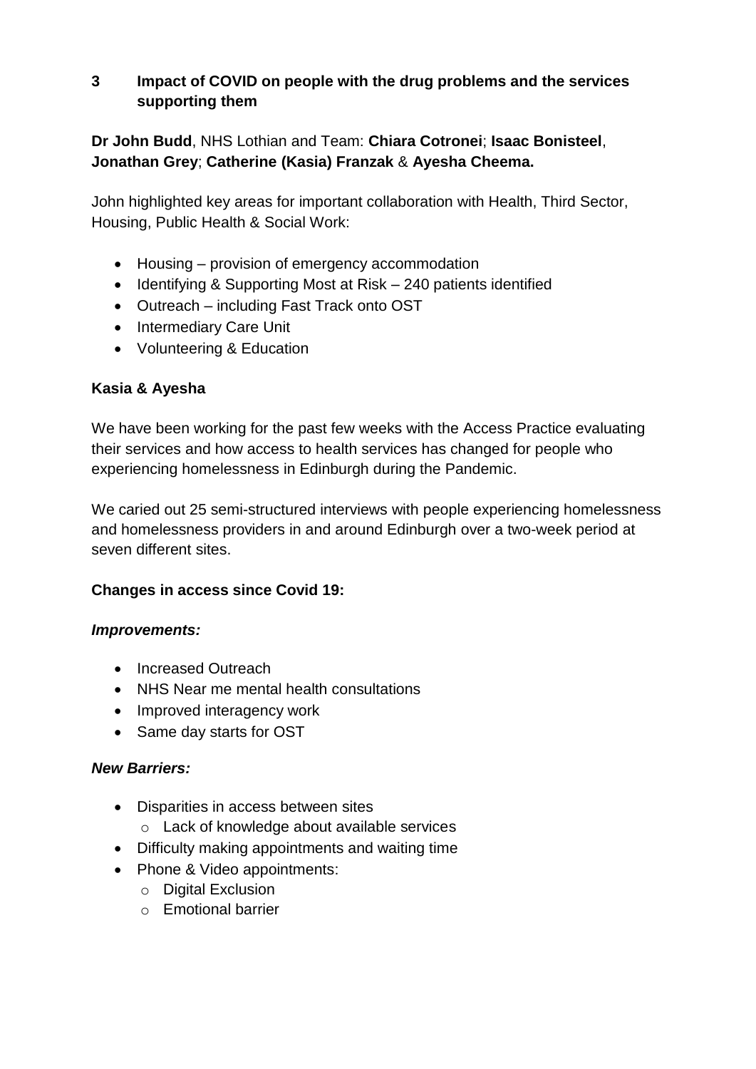## 3 Impact of COVID on people with the drug problems and the services supporting them

**Dr John Budd**, NHS Lothian and Team: **Chiara Cotronei**; **Isaac Bonisteel**, **Jonathan Grey**; **Catherine (Kasia) Franzak** & **Ayesha Cheema.**

John highlighted key areas for important collaboration with Health, Third Sector, Housing, Public Health & Social Work:

- Housing – provision of emergency accommodation
- Identifying & Supporting Most at Risk – 240 patients identified
- Outreach – including Fast Track onto OST
- Intermediary Care Unit
- Volunteering & Education

**Kasia & Ayesha**

We have been working for the past few weeks with the Access Practice evaluating their services and how access to health services has changed for people who experiencing homelessness in Edinburgh during the Pandemic.

We caried out 25 semi-structured interviews with people experiencing homelessness and homelessness providers in and around Edinburgh over a two-week period at seven different sites.

**Changes in access since Covid 19:**

***Improvements:***

- Increased Outreach
- NHS Near me mental health consultations
- Improved interagency work
- Same day starts for OST

***New Barriers:***

- Disparities in access between sites
  - Lack of knowledge about available services
- Difficulty making appointments and waiting time
- Phone & Video appointments:
  - Digital Exclusion
  - Emotional barrier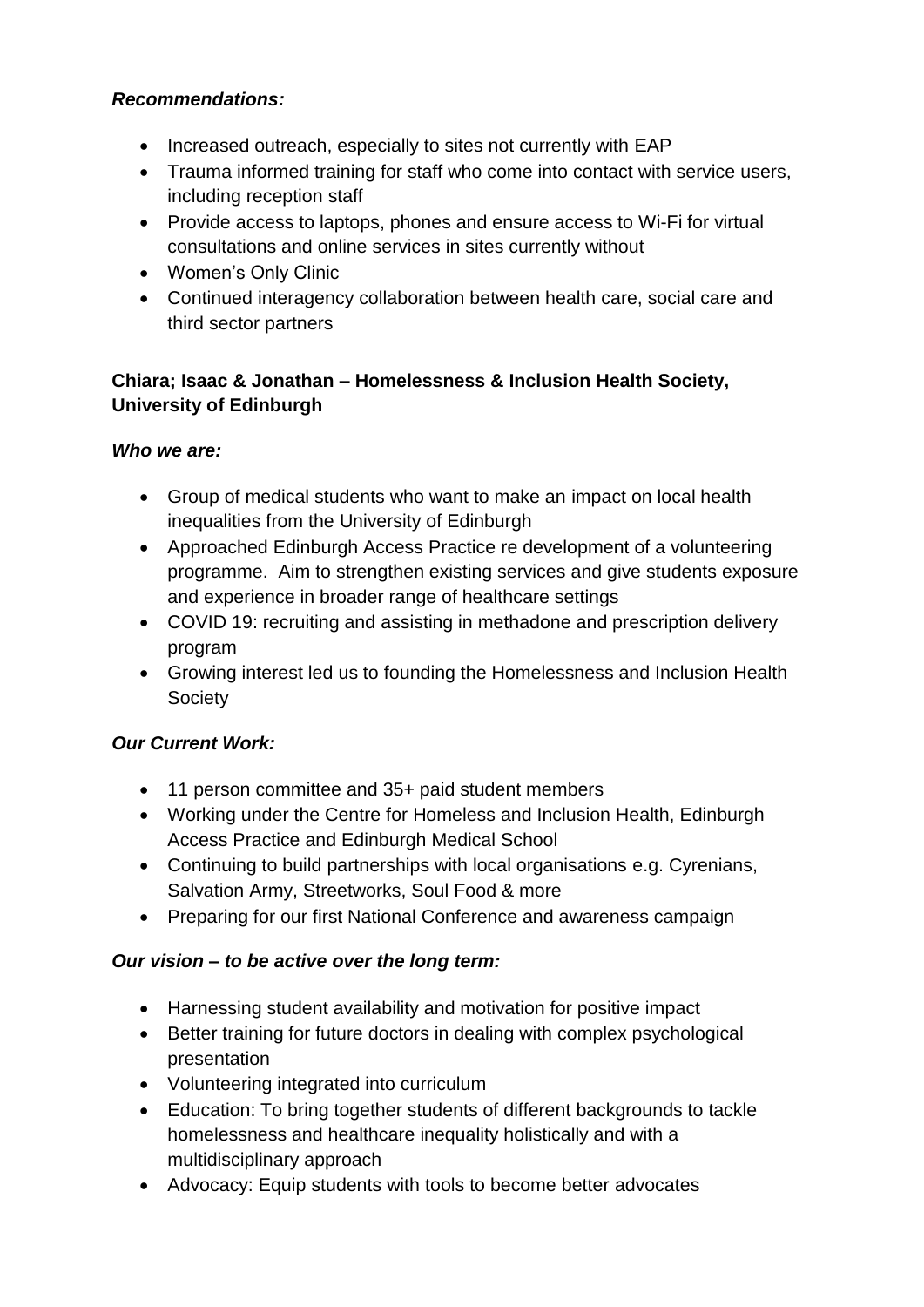***Recommendations:***

- Increased outreach, especially to sites not currently with EAP
- Trauma informed training for staff who come into contact with service users, including reception staff
- Provide access to laptops, phones and ensure access to Wi-Fi for virtual consultations and online services in sites currently without
- Women's Only Clinic
- Continued interagency collaboration between health care, social care and third sector partners

**Chiara; Isaac & Jonathan – Homelessness & Inclusion Health Society, University of Edinburgh**

***Who we are:***

- Group of medical students who want to make an impact on local health inequalities from the University of Edinburgh
- Approached Edinburgh Access Practice re development of a volunteering programme. Aim to strengthen existing services and give students exposure and experience in broader range of healthcare settings
- COVID 19: recruiting and assisting in methadone and prescription delivery program
- Growing interest led us to founding the Homelessness and Inclusion Health Society

***Our Current Work:***

- 11 person committee and 35+ paid student members
- Working under the Centre for Homeless and Inclusion Health, Edinburgh Access Practice and Edinburgh Medical School
- Continuing to build partnerships with local organisations e.g. Cyrenians, Salvation Army, Streetworks, Soul Food & more
- Preparing for our first National Conference and awareness campaign

***Our vision – to be active over the long term:***

- Harnessing student availability and motivation for positive impact
- Better training for future doctors in dealing with complex psychological presentation
- Volunteering integrated into curriculum
- Education: To bring together students of different backgrounds to tackle homelessness and healthcare inequality holistically and with a multidisciplinary approach
- Advocacy: Equip students with tools to become better advocates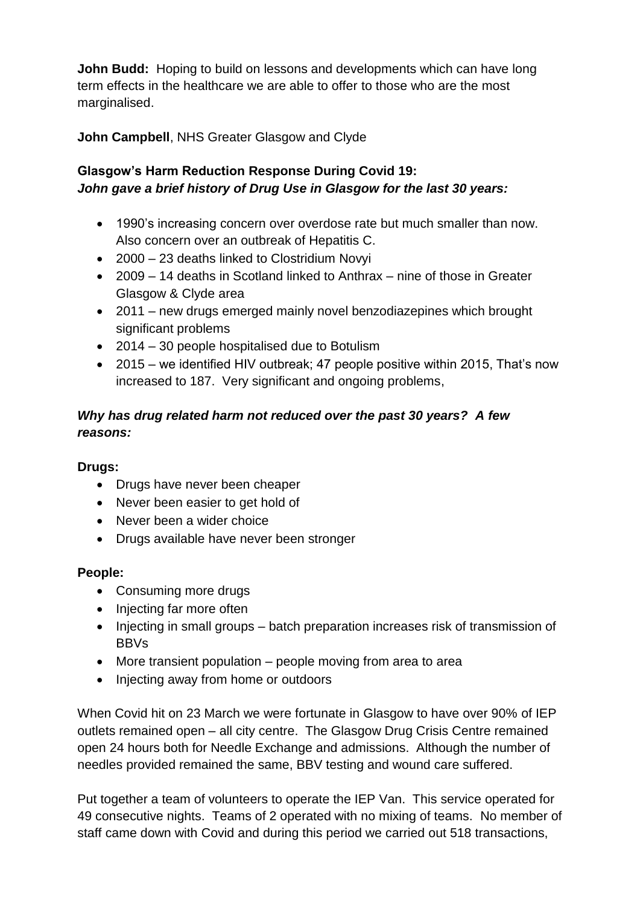**John Budd:** Hoping to build on lessons and developments which can have long term effects in the healthcare we are able to offer to those who are the most marginalised.

**John Campbell**, NHS Greater Glasgow and Clyde

**Glasgow's Harm Reduction Response During Covid 19:**
***John gave a brief history of Drug Use in Glasgow for the last 30 years:***

- 1990's increasing concern over overdose rate but much smaller than now. Also concern over an outbreak of Hepatitis C.
- 2000 – 23 deaths linked to Clostridium Novyi
- 2009 – 14 deaths in Scotland linked to Anthrax – nine of those in Greater Glasgow & Clyde area
- 2011 – new drugs emerged mainly novel benzodiazepines which brought significant problems
- 2014 – 30 people hospitalised due to Botulism
- 2015 – we identified HIV outbreak; 47 people positive within 2015, That's now increased to 187. Very significant and ongoing problems,

***Why has drug related harm not reduced over the past 30 years? A few reasons:***

**Drugs:**

- Drugs have never been cheaper
- Never been easier to get hold of
- Never been a wider choice
- Drugs available have never been stronger

**People:**

- Consuming more drugs
- Injecting far more often
- Injecting in small groups – batch preparation increases risk of transmission of BBVs
- More transient population – people moving from area to area
- Injecting away from home or outdoors

When Covid hit on 23 March we were fortunate in Glasgow to have over 90% of IEP outlets remained open – all city centre. The Glasgow Drug Crisis Centre remained open 24 hours both for Needle Exchange and admissions. Although the number of needles provided remained the same, BBV testing and wound care suffered.

Put together a team of volunteers to operate the IEP Van. This service operated for 49 consecutive nights. Teams of 2 operated with no mixing of teams. No member of staff came down with Covid and during this period we carried out 518 transactions,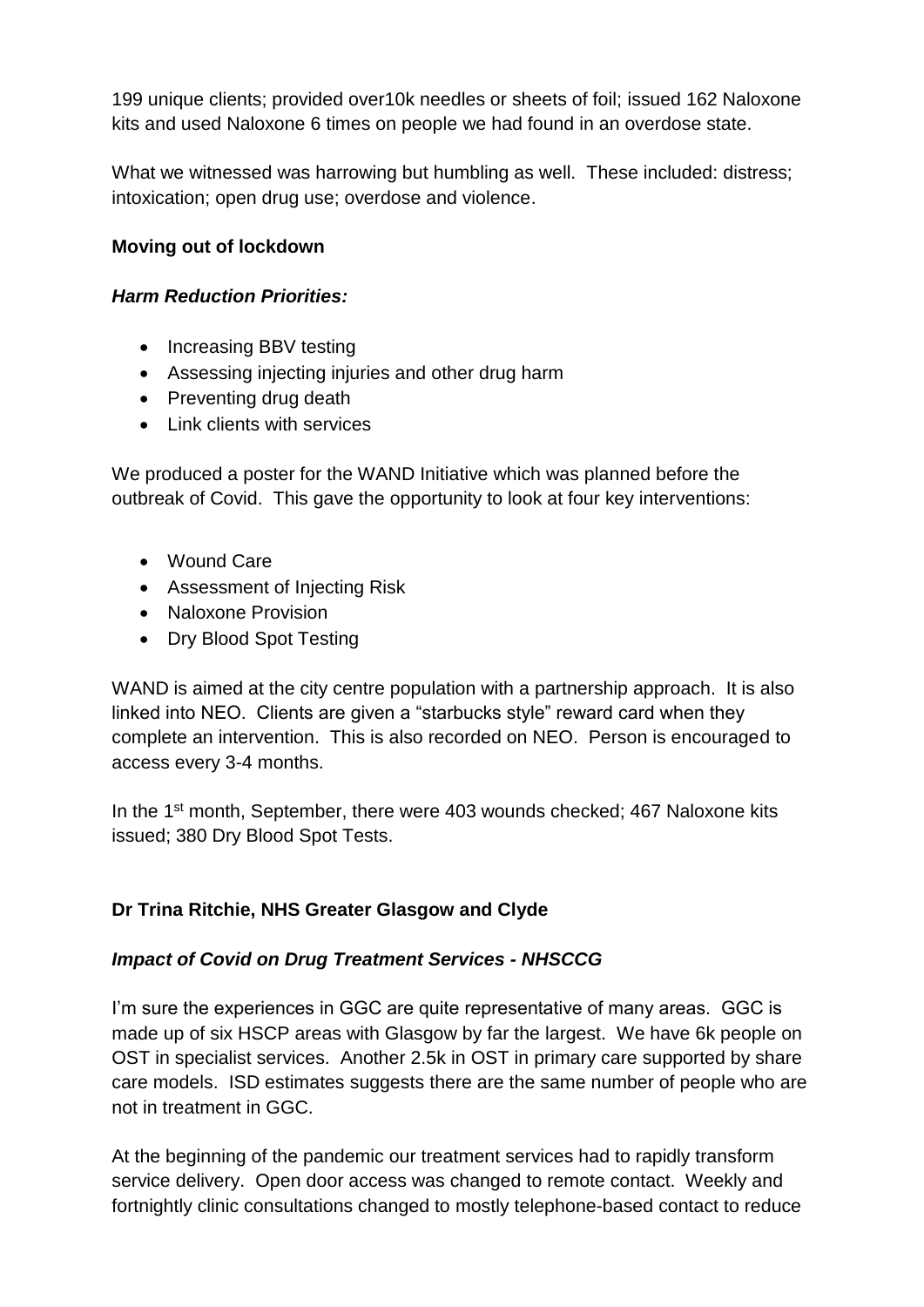199 unique clients; provided over10k needles or sheets of foil; issued 162 Naloxone kits and used Naloxone 6 times on people we had found in an overdose state.

What we witnessed was harrowing but humbling as well. These included: distress; intoxication; open drug use; overdose and violence.

**Moving out of lockdown**

***Harm Reduction Priorities:***

- Increasing BBV testing
- Assessing injecting injuries and other drug harm
- Preventing drug death
- Link clients with services

We produced a poster for the WAND Initiative which was planned before the outbreak of Covid. This gave the opportunity to look at four key interventions:

- Wound Care
- Assessment of Injecting Risk
- Naloxone Provision
- Dry Blood Spot Testing

WAND is aimed at the city centre population with a partnership approach. It is also linked into NEO. Clients are given a "starbucks style" reward card when they complete an intervention. This is also recorded on NEO. Person is encouraged to access every 3-4 months.

In the 1st month, September, there were 403 wounds checked; 467 Naloxone kits issued; 380 Dry Blood Spot Tests.

**Dr Trina Ritchie, NHS Greater Glasgow and Clyde**

***Impact of Covid on Drug Treatment Services - NHSCCG***

I'm sure the experiences in GGC are quite representative of many areas. GGC is made up of six HSCP areas with Glasgow by far the largest. We have 6k people on OST in specialist services. Another 2.5k in OST in primary care supported by share care models. ISD estimates suggests there are the same number of people who are not in treatment in GGC.

At the beginning of the pandemic our treatment services had to rapidly transform service delivery. Open door access was changed to remote contact. Weekly and fortnightly clinic consultations changed to mostly telephone-based contact to reduce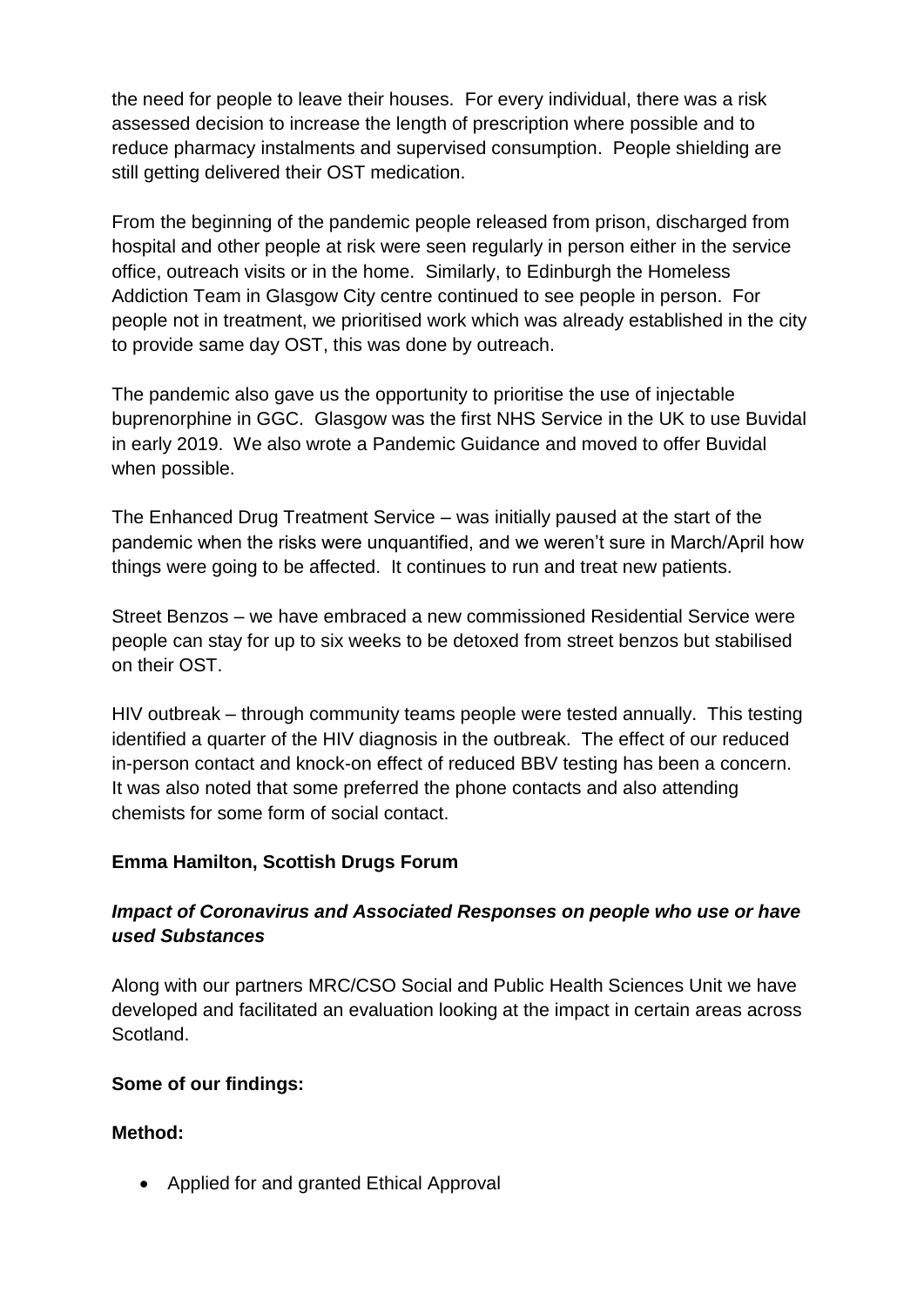the need for people to leave their houses. For every individual, there was a risk assessed decision to increase the length of prescription where possible and to reduce pharmacy instalments and supervised consumption. People shielding are still getting delivered their OST medication.

From the beginning of the pandemic people released from prison, discharged from hospital and other people at risk were seen regularly in person either in the service office, outreach visits or in the home. Similarly, to Edinburgh the Homeless Addiction Team in Glasgow City centre continued to see people in person. For people not in treatment, we prioritised work which was already established in the city to provide same day OST, this was done by outreach.

The pandemic also gave us the opportunity to prioritise the use of injectable buprenorphine in GGC. Glasgow was the first NHS Service in the UK to use Buvidal in early 2019. We also wrote a Pandemic Guidance and moved to offer Buvidal when possible.

The Enhanced Drug Treatment Service – was initially paused at the start of the pandemic when the risks were unquantified, and we weren't sure in March/April how things were going to be affected. It continues to run and treat new patients.

Street Benzos – we have embraced a new commissioned Residential Service were people can stay for up to six weeks to be detoxed from street benzos but stabilised on their OST.

HIV outbreak – through community teams people were tested annually. This testing identified a quarter of the HIV diagnosis in the outbreak. The effect of our reduced in-person contact and knock-on effect of reduced BBV testing has been a concern. It was also noted that some preferred the phone contacts and also attending chemists for some form of social contact.

**Emma Hamilton, Scottish Drugs Forum**

***Impact of Coronavirus and Associated Responses on people who use or have used Substances***

Along with our partners MRC/CSO Social and Public Health Sciences Unit we have developed and facilitated an evaluation looking at the impact in certain areas across Scotland.

**Some of our findings:**

**Method:**

- Applied for and granted Ethical Approval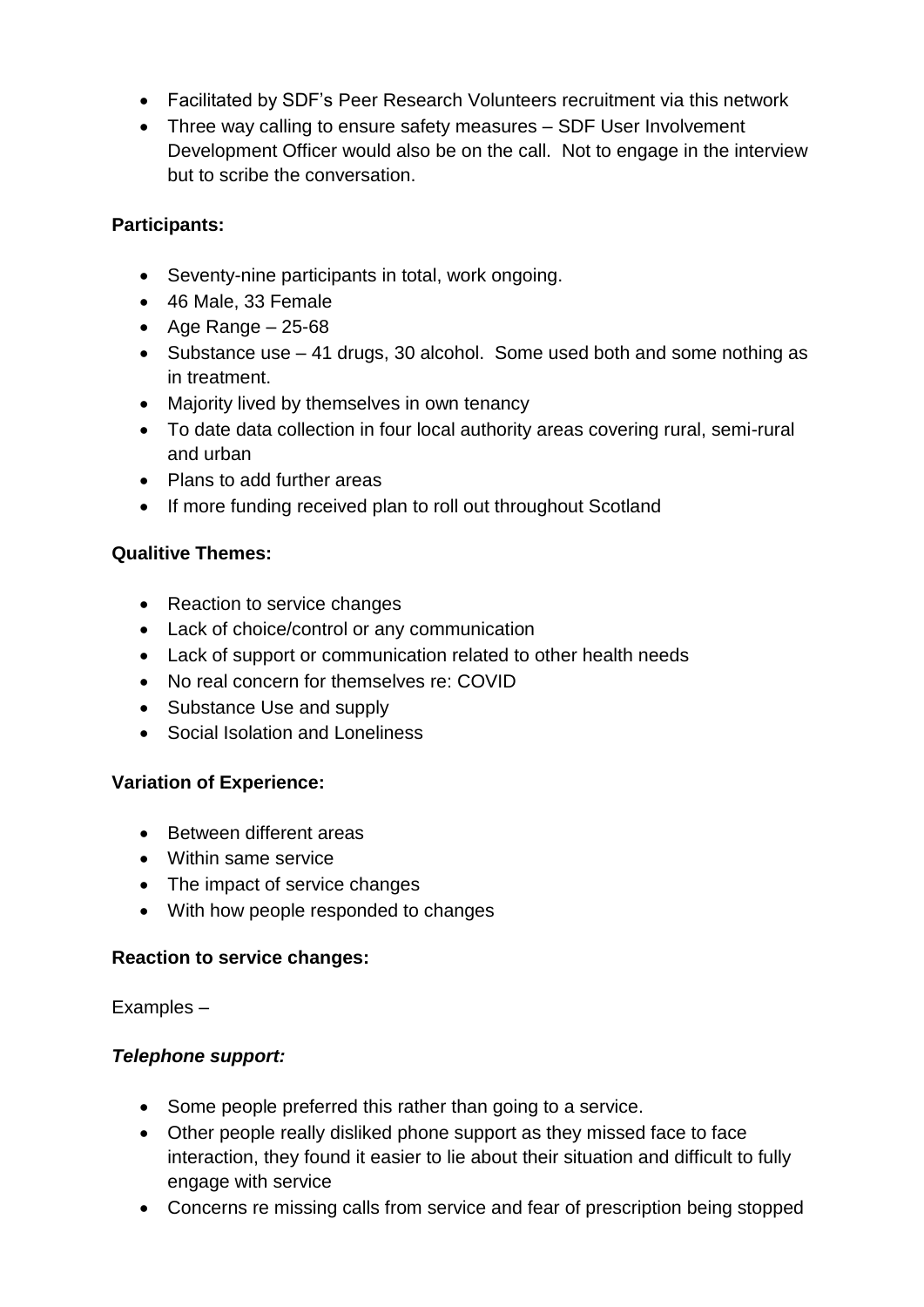- Facilitated by SDF's Peer Research Volunteers recruitment via this network
- Three way calling to ensure safety measures – SDF User Involvement Development Officer would also be on the call. Not to engage in the interview but to scribe the conversation.

**Participants:**

- Seventy-nine participants in total, work ongoing.
- 46 Male, 33 Female
- Age Range – 25-68
- Substance use – 41 drugs, 30 alcohol. Some used both and some nothing as in treatment.
- Majority lived by themselves in own tenancy
- To date data collection in four local authority areas covering rural, semi-rural and urban
- Plans to add further areas
- If more funding received plan to roll out throughout Scotland

**Qualitive Themes:**

- Reaction to service changes
- Lack of choice/control or any communication
- Lack of support or communication related to other health needs
- No real concern for themselves re: COVID
- Substance Use and supply
- Social Isolation and Loneliness

**Variation of Experience:**

- Between different areas
- Within same service
- The impact of service changes
- With how people responded to changes

**Reaction to service changes:**

Examples –

***Telephone support:***

- Some people preferred this rather than going to a service.
- Other people really disliked phone support as they missed face to face interaction, they found it easier to lie about their situation and difficult to fully engage with service
- Concerns re missing calls from service and fear of prescription being stopped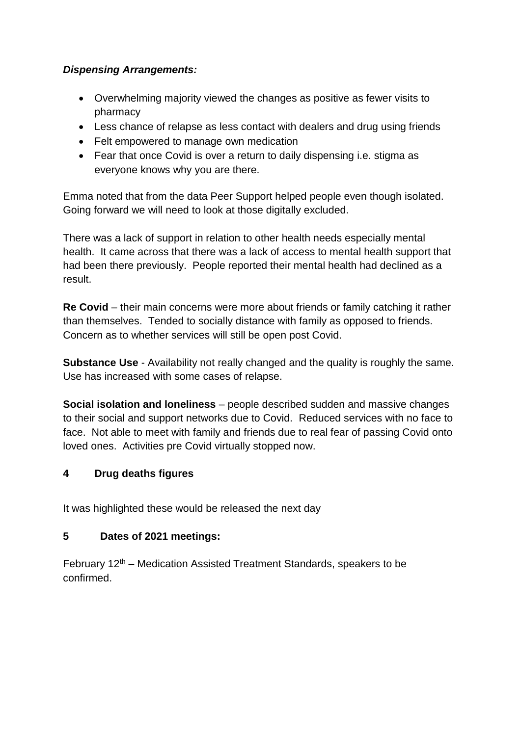***Dispensing Arrangements:***

- Overwhelming majority viewed the changes as positive as fewer visits to pharmacy
- Less chance of relapse as less contact with dealers and drug using friends
- Felt empowered to manage own medication
- Fear that once Covid is over a return to daily dispensing i.e. stigma as everyone knows why you are there.

Emma noted that from the data Peer Support helped people even though isolated. Going forward we will need to look at those digitally excluded.

There was a lack of support in relation to other health needs especially mental health. It came across that there was a lack of access to mental health support that had been there previously. People reported their mental health had declined as a result.

**Re Covid** – their main concerns were more about friends or family catching it rather than themselves. Tended to socially distance with family as opposed to friends. Concern as to whether services will still be open post Covid.

**Substance Use** - Availability not really changed and the quality is roughly the same. Use has increased with some cases of relapse.

**Social isolation and loneliness** – people described sudden and massive changes to their social and support networks due to Covid. Reduced services with no face to face. Not able to meet with family and friends due to real fear of passing Covid onto loved ones. Activities pre Covid virtually stopped now.

## 4 Drug deaths figures

It was highlighted these would be released the next day

## 5 Dates of 2021 meetings:

February 12th – Medication Assisted Treatment Standards, speakers to be confirmed.